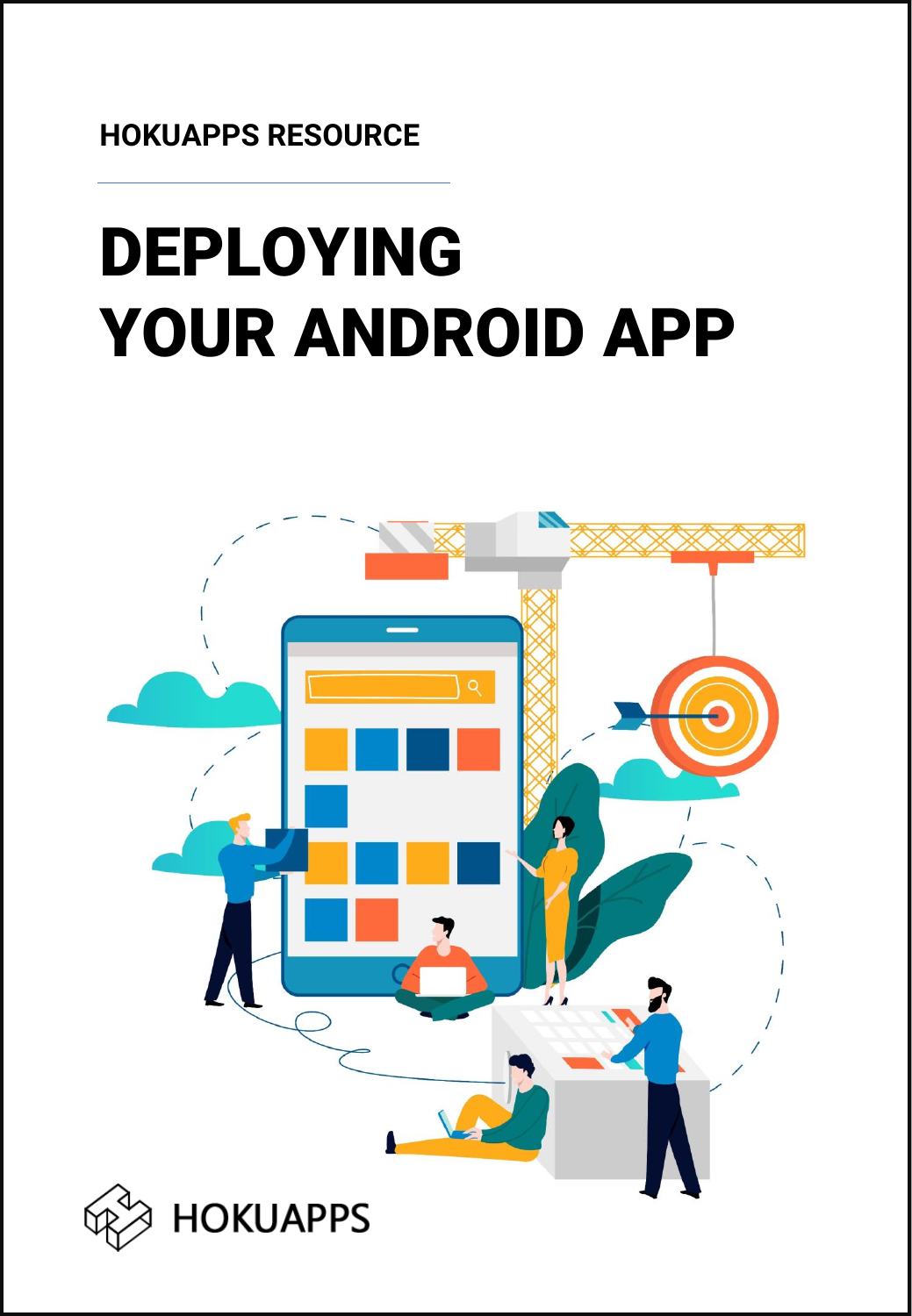HOKUAPPS RESOURCE

# DEPLOYING YOUR ANDROID APP

HOKUAPPS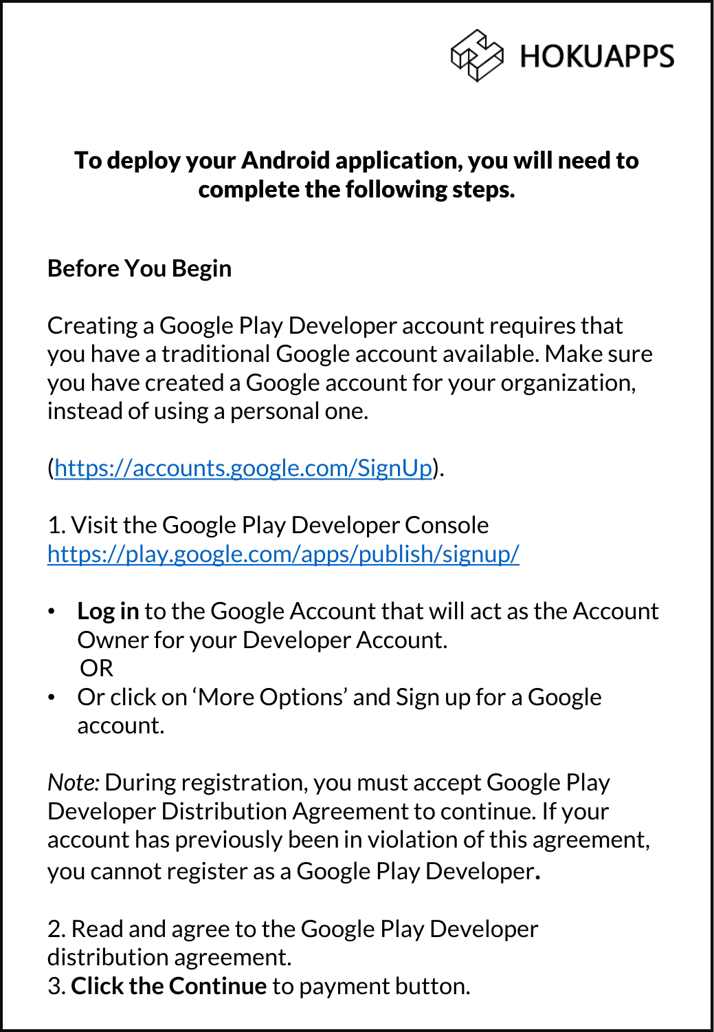**To deploy your Android application, you will need to complete the following steps.**

**Before You Begin**

Creating a Google Play Developer account requires that you have a traditional Google account available. Make sure you have created a Google account for your organization, instead of using a personal one.

(https://accounts.google.com/SignUp).

1. Visit the Google Play Developer Console https://play.google.com/apps/publish/signup/

- **Log in** to the Google Account that will act as the Account Owner for your Developer Account.
  OR
- Or click on 'More Options' and Sign up for a Google account.

*Note:* During registration, you must accept Google Play Developer Distribution Agreement to continue. If your account has previously been in violation of this agreement, you cannot register as a Google Play Developer**.**

2. Read and agree to the Google Play Developer distribution agreement.
3. **Click the Continue** to payment button.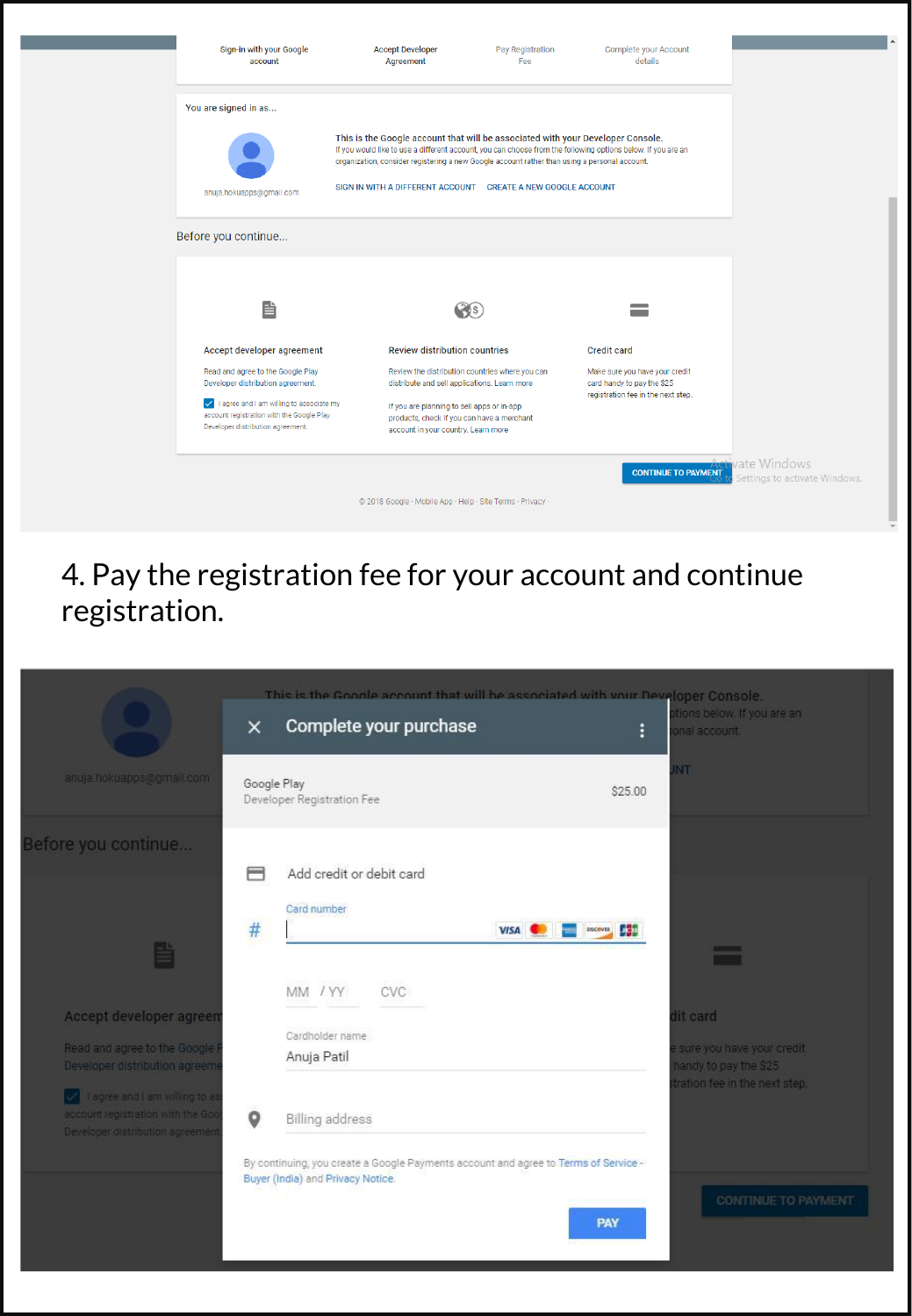Sign-in with your Google account | Accept Developer Agreement | Pay Registration Fee | Complete your Account details

You are signed in as...

anuja.hokuapps@gmail.com

**This is the Google account that will be associated with your Developer Console.**
If you would like to use a different account, you can choose from the following options below. If you are an organization, consider registering a new Google account rather than using a personal account.

SIGN IN WITH A DIFFERENT ACCOUNT    CREATE A NEW GOOGLE ACCOUNT

Before you continue...

**Accept developer agreement**

Read and agree to the Google Play Developer distribution agreement.

☑ I agree and I am willing to associate my account registration with the Google Play Developer distribution agreement.

**Review distribution countries**

Review the distribution countries where you can distribute and sell applications. Learn more

If you are planning to sell apps or in-app products, check if you can have a merchant account in your country. Learn more

**Credit card**

Make sure you have your credit card handy to pay the $25 registration fee in the next step.

CONTINUE TO PAYMENT

© 2018 Google · Mobile App · Help · Site Terms · Privacy ·

4. Pay the registration fee for your account and continue registration.

**Complete your purchase**

Google Play
Developer Registration Fee    $25.00

Add credit or debit card

Card number

MM / YY    CVC

Cardholder name
Anuja Patil

Billing address

By continuing, you create a Google Payments account and agree to Terms of Service - Buyer (India) and Privacy Notice.

PAY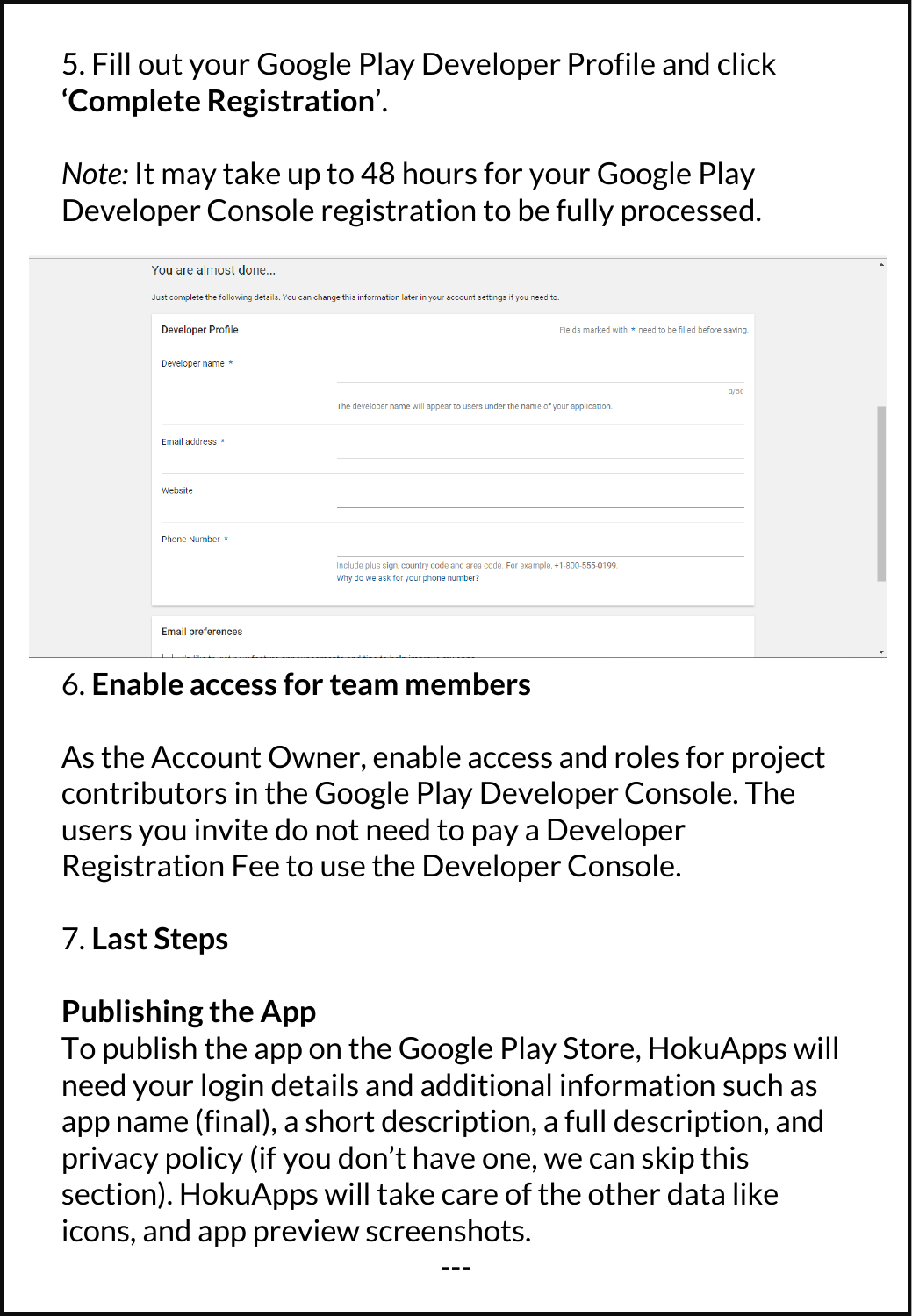5. Fill out your Google Play Developer Profile and click **'Complete Registration'**.

*Note:* It may take up to 48 hours for your Google Play Developer Console registration to be fully processed.

You are almost done...

Just complete the following details. You can change this information later in your account settings if you need to.

Developer Profile

Fields marked with * need to be filled before saving.

Developer name *

0/50

The developer name will appear to users under the name of your application.

Email address *

Website

Phone Number *

Include plus sign, country code and area code. For example, +1-800-555-0199.

Why do we ask for your phone number?

Email preferences

6. **Enable access for team members**

As the Account Owner, enable access and roles for project contributors in the Google Play Developer Console. The users you invite do not need to pay a Developer Registration Fee to use the Developer Console.

7. **Last Steps**

**Publishing the App**

To publish the app on the Google Play Store, HokuApps will need your login details and additional information such as app name (final), a short description, a full description, and privacy policy (if you don't have one, we can skip this section). HokuApps will take care of the other data like icons, and app preview screenshots.

---